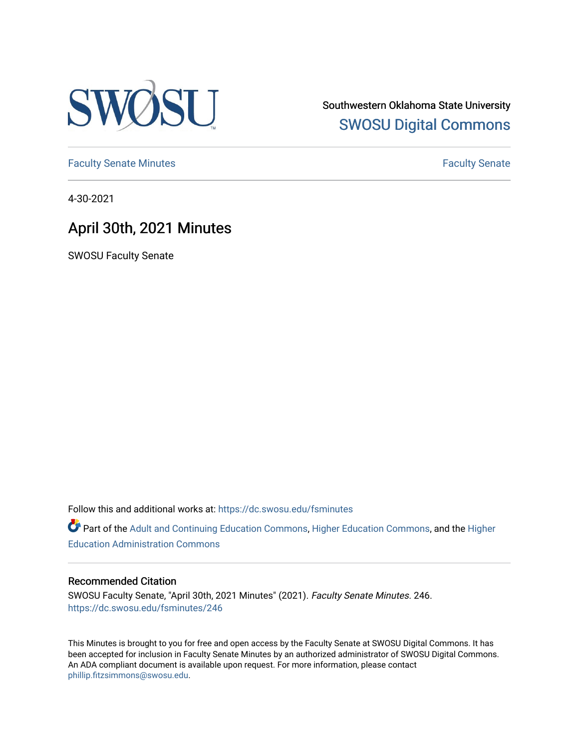Southwestern Oklahoma State University

SWOSU Digital Commons

Faculty Senate Minutes

Faculty Senate

4-30-2021

# April 30th, 2021 Minutes

SWOSU Faculty Senate

Follow this and additional works at: https://dc.swosu.edu/fsminutes

Part of the Adult and Continuing Education Commons, Higher Education Commons, and the Higher Education Administration Commons

### Recommended Citation

SWOSU Faculty Senate, "April 30th, 2021 Minutes" (2021). *Faculty Senate Minutes*. 246.
https://dc.swosu.edu/fsminutes/246

This Minutes is brought to you for free and open access by the Faculty Senate at SWOSU Digital Commons. It has been accepted for inclusion in Faculty Senate Minutes by an authorized administrator of SWOSU Digital Commons. An ADA compliant document is available upon request. For more information, please contact phillip.fitzsimmons@swosu.edu.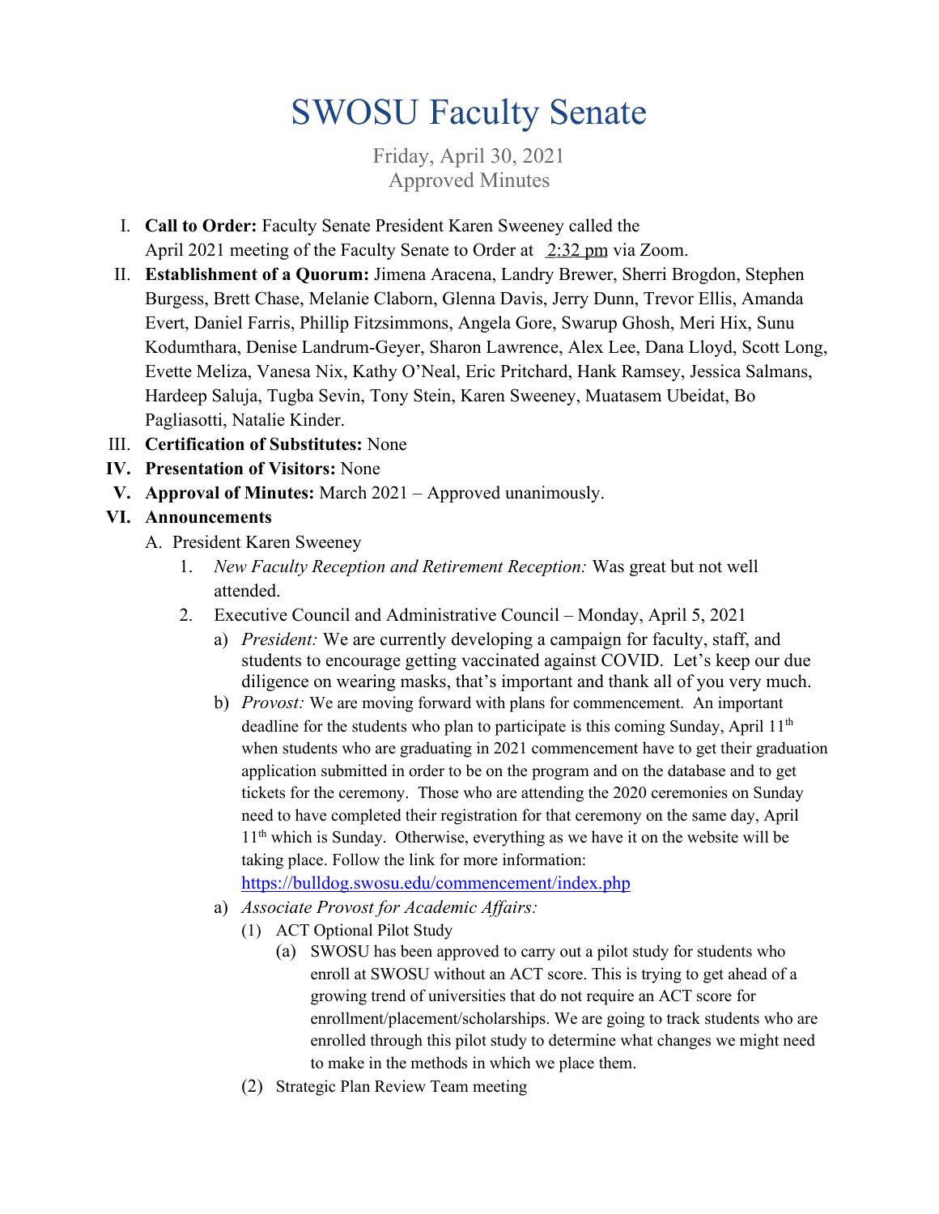# SWOSU Faculty Senate

Friday, April 30, 2021
Approved Minutes

I. **Call to Order:** Faculty Senate President Karen Sweeney called the April 2021 meeting of the Faculty Senate to Order at 2:32 pm via Zoom.

II. **Establishment of a Quorum:** Jimena Aracena, Landry Brewer, Sherri Brogdon, Stephen Burgess, Brett Chase, Melanie Claborn, Glenna Davis, Jerry Dunn, Trevor Ellis, Amanda Evert, Daniel Farris, Phillip Fitzsimmons, Angela Gore, Swarup Ghosh, Meri Hix, Sunu Kodumthara, Denise Landrum-Geyer, Sharon Lawrence, Alex Lee, Dana Lloyd, Scott Long, Evette Meliza, Vanesa Nix, Kathy O'Neal, Eric Pritchard, Hank Ramsey, Jessica Salmans, Hardeep Saluja, Tugba Sevin, Tony Stein, Karen Sweeney, Muatasem Ubeidat, Bo Pagliasotti, Natalie Kinder.

III. **Certification of Substitutes:** None

IV. **Presentation of Visitors:** None

V. **Approval of Minutes:** March 2021 – Approved unanimously.

VI. **Announcements**

A. President Karen Sweeney

1. *New Faculty Reception and Retirement Reception:* Was great but not well attended.
2. Executive Council and Administrative Council – Monday, April 5, 2021
   a) *President:* We are currently developing a campaign for faculty, staff, and students to encourage getting vaccinated against COVID. Let's keep our due diligence on wearing masks, that's important and thank all of you very much.
   b) *Provost:* We are moving forward with plans for commencement. An important deadline for the students who plan to participate is this coming Sunday, April 11th when students who are graduating in 2021 commencement have to get their graduation application submitted in order to be on the program and on the database and to get tickets for the ceremony. Those who are attending the 2020 ceremonies on Sunday need to have completed their registration for that ceremony on the same day, April 11th which is Sunday. Otherwise, everything as we have it on the website will be taking place. Follow the link for more information: https://bulldog.swosu.edu/commencement/index.php
   a) *Associate Provost for Academic Affairs:*
      (1) ACT Optional Pilot Study
         (a) SWOSU has been approved to carry out a pilot study for students who enroll at SWOSU without an ACT score. This is trying to get ahead of a growing trend of universities that do not require an ACT score for enrollment/placement/scholarships. We are going to track students who are enrolled through this pilot study to determine what changes we might need to make in the methods in which we place them.
      (2) Strategic Plan Review Team meeting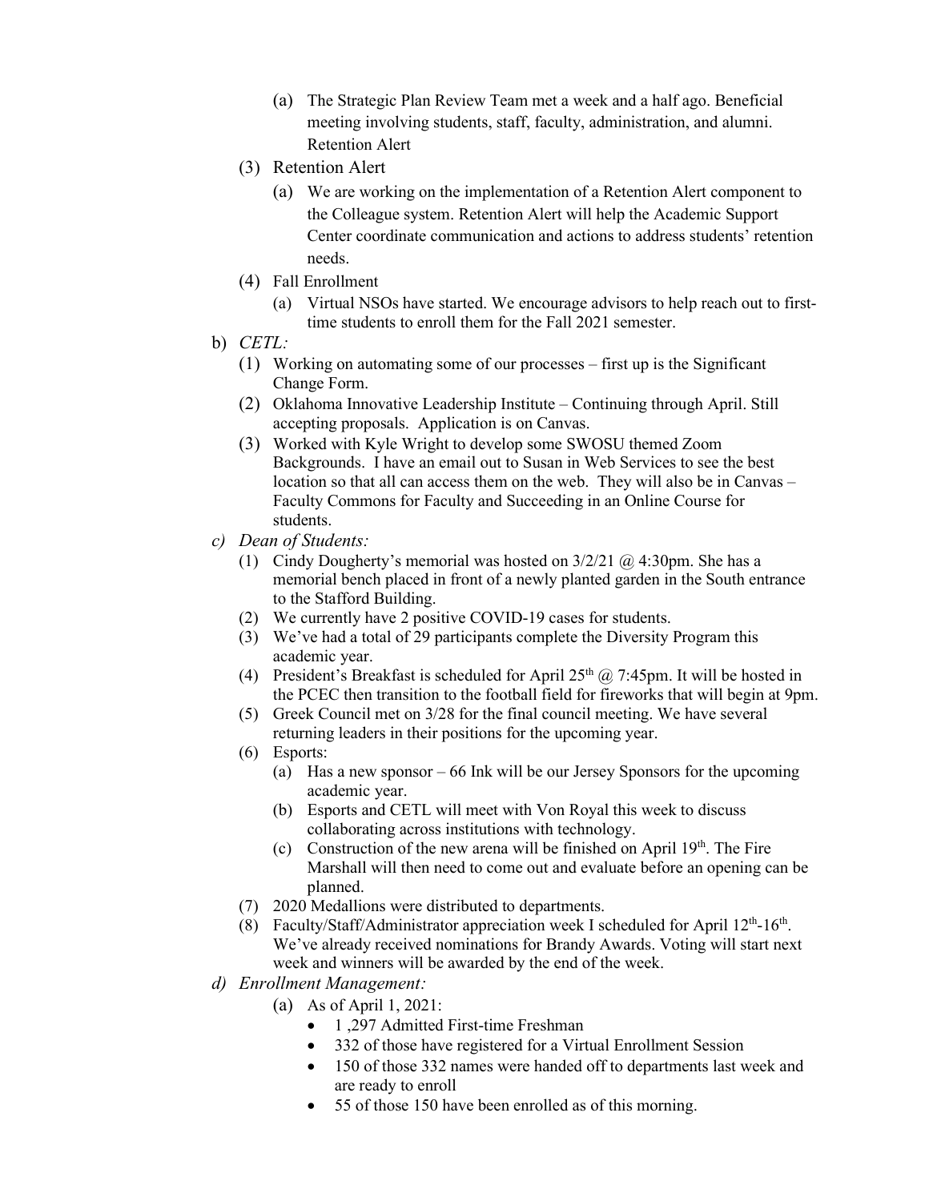(a) The Strategic Plan Review Team met a week and a half ago. Beneficial meeting involving students, staff, faculty, administration, and alumni. Retention Alert

(3) Retention Alert

(a) We are working on the implementation of a Retention Alert component to the Colleague system. Retention Alert will help the Academic Support Center coordinate communication and actions to address students' retention needs.

(4) Fall Enrollment

(a) Virtual NSOs have started. We encourage advisors to help reach out to first-time students to enroll them for the Fall 2021 semester.

b) *CETL:*

(1) Working on automating some of our processes – first up is the Significant Change Form.

(2) Oklahoma Innovative Leadership Institute – Continuing through April. Still accepting proposals. Application is on Canvas.

(3) Worked with Kyle Wright to develop some SWOSU themed Zoom Backgrounds. I have an email out to Susan in Web Services to see the best location so that all can access them on the web. They will also be in Canvas – Faculty Commons for Faculty and Succeeding in an Online Course for students.

c) *Dean of Students:*

(1) Cindy Dougherty's memorial was hosted on 3/2/21 @ 4:30pm. She has a memorial bench placed in front of a newly planted garden in the South entrance to the Stafford Building.

(2) We currently have 2 positive COVID-19 cases for students.

(3) We've had a total of 29 participants complete the Diversity Program this academic year.

(4) President's Breakfast is scheduled for April 25th @ 7:45pm. It will be hosted in the PCEC then transition to the football field for fireworks that will begin at 9pm.

(5) Greek Council met on 3/28 for the final council meeting. We have several returning leaders in their positions for the upcoming year.

(6) Esports:

(a) Has a new sponsor – 66 Ink will be our Jersey Sponsors for the upcoming academic year.

(b) Esports and CETL will meet with Von Royal this week to discuss collaborating across institutions with technology.

(c) Construction of the new arena will be finished on April 19th. The Fire Marshall will then need to come out and evaluate before an opening can be planned.

(7) 2020 Medallions were distributed to departments.

(8) Faculty/Staff/Administrator appreciation week I scheduled for April 12th-16th. We've already received nominations for Brandy Awards. Voting will start next week and winners will be awarded by the end of the week.

d) *Enrollment Management:*

(a) As of April 1, 2021:

- 1 ,297 Admitted First-time Freshman
- 332 of those have registered for a Virtual Enrollment Session
- 150 of those 332 names were handed off to departments last week and are ready to enroll
- 55 of those 150 have been enrolled as of this morning.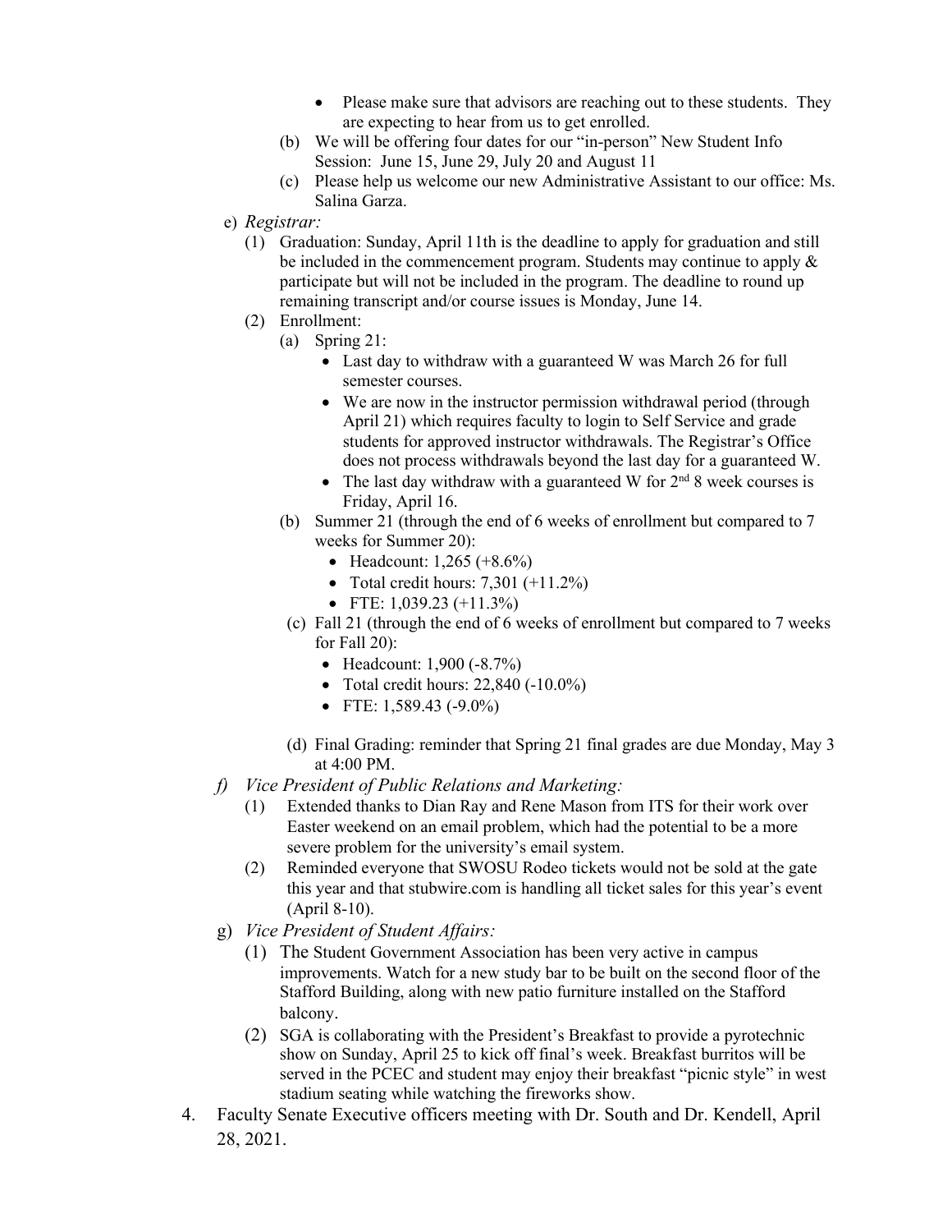- Please make sure that advisors are reaching out to these students. They are expecting to hear from us to get enrolled.

  (b) We will be offering four dates for our "in-person" New Student Info Session: June 15, June 29, July 20 and August 11

  (c) Please help us welcome our new Administrative Assistant to our office: Ms. Salina Garza.

e) *Registrar:*

  (1) Graduation: Sunday, April 11th is the deadline to apply for graduation and still be included in the commencement program. Students may continue to apply & participate but will not be included in the program. The deadline to round up remaining transcript and/or course issues is Monday, June 14.

  (2) Enrollment:

    (a) Spring 21:
      - Last day to withdraw with a guaranteed W was March 26 for full semester courses.
      - We are now in the instructor permission withdrawal period (through April 21) which requires faculty to login to Self Service and grade students for approved instructor withdrawals. The Registrar's Office does not process withdrawals beyond the last day for a guaranteed W.
      - The last day withdraw with a guaranteed W for 2nd 8 week courses is Friday, April 16.

    (b) Summer 21 (through the end of 6 weeks of enrollment but compared to 7 weeks for Summer 20):
      - Headcount: 1,265 (+8.6%)
      - Total credit hours: 7,301 (+11.2%)
      - FTE: 1,039.23 (+11.3%)

    (c) Fall 21 (through the end of 6 weeks of enrollment but compared to 7 weeks for Fall 20):
      - Headcount: 1,900 (-8.7%)
      - Total credit hours: 22,840 (-10.0%)
      - FTE: 1,589.43 (-9.0%)

    (d) Final Grading: reminder that Spring 21 final grades are due Monday, May 3 at 4:00 PM.

f) *Vice President of Public Relations and Marketing:*

  (1) Extended thanks to Dian Ray and Rene Mason from ITS for their work over Easter weekend on an email problem, which had the potential to be a more severe problem for the university's email system.

  (2) Reminded everyone that SWOSU Rodeo tickets would not be sold at the gate this year and that stubwire.com is handling all ticket sales for this year's event (April 8-10).

g) *Vice President of Student Affairs:*

  (1) The Student Government Association has been very active in campus improvements. Watch for a new study bar to be built on the second floor of the Stafford Building, along with new patio furniture installed on the Stafford balcony.

  (2) SGA is collaborating with the President's Breakfast to provide a pyrotechnic show on Sunday, April 25 to kick off final's week. Breakfast burritos will be served in the PCEC and student may enjoy their breakfast "picnic style" in west stadium seating while watching the fireworks show.

4. Faculty Senate Executive officers meeting with Dr. South and Dr. Kendell, April 28, 2021.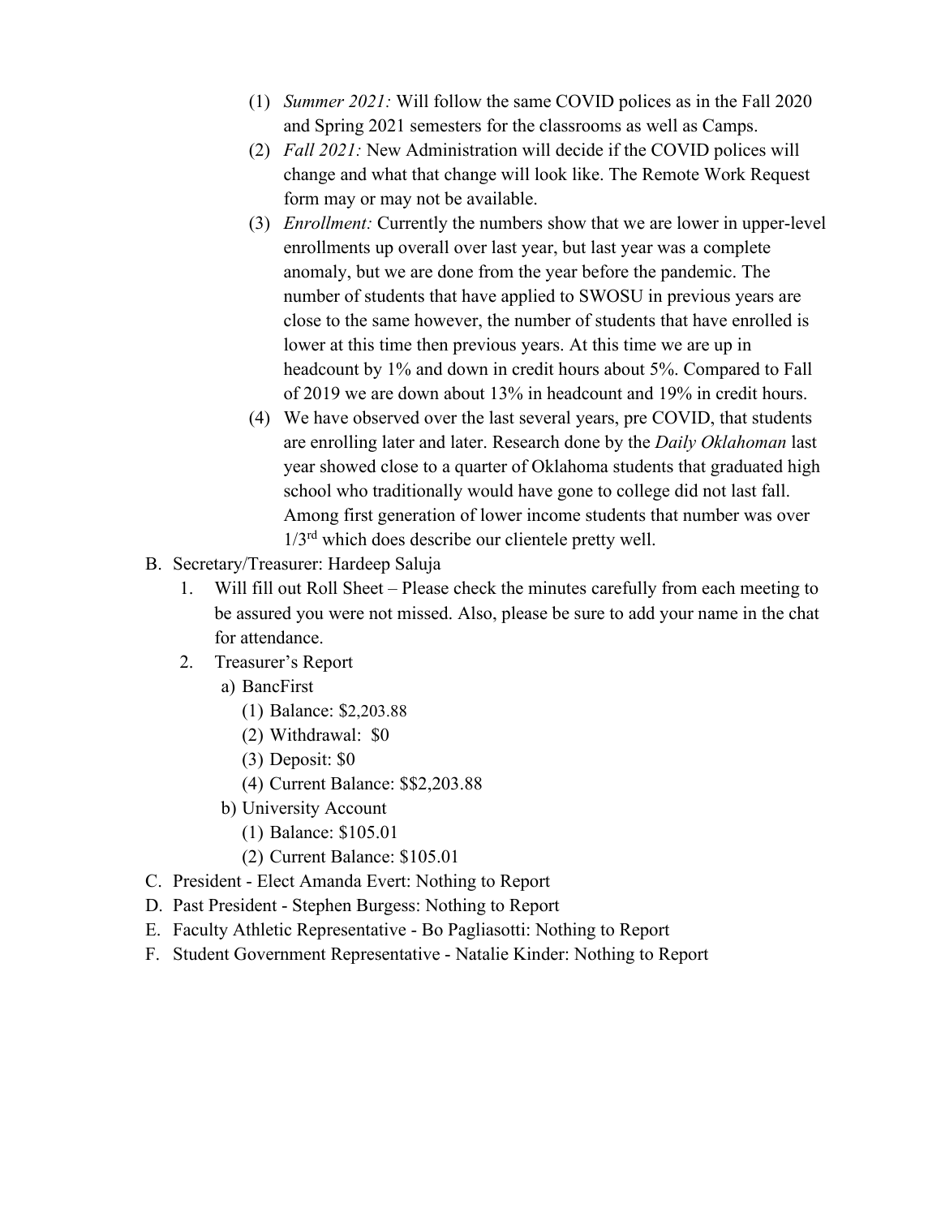(1) *Summer 2021:* Will follow the same COVID polices as in the Fall 2020 and Spring 2021 semesters for the classrooms as well as Camps.

(2) *Fall 2021:* New Administration will decide if the COVID polices will change and what that change will look like. The Remote Work Request form may or may not be available.

(3) *Enrollment:* Currently the numbers show that we are lower in upper-level enrollments up overall over last year, but last year was a complete anomaly, but we are done from the year before the pandemic. The number of students that have applied to SWOSU in previous years are close to the same however, the number of students that have enrolled is lower at this time then previous years. At this time we are up in headcount by 1% and down in credit hours about 5%. Compared to Fall of 2019 we are down about 13% in headcount and 19% in credit hours.

(4) We have observed over the last several years, pre COVID, that students are enrolling later and later. Research done by the *Daily Oklahoman* last year showed close to a quarter of Oklahoma students that graduated high school who traditionally would have gone to college did not last fall. Among first generation of lower income students that number was over 1/3rd which does describe our clientele pretty well.

B. Secretary/Treasurer: Hardeep Saluja

1. Will fill out Roll Sheet – Please check the minutes carefully from each meeting to be assured you were not missed. Also, please be sure to add your name in the chat for attendance.
2. Treasurer's Report
   a) BancFirst
      (1) Balance: $2,203.88
      (2) Withdrawal: $0
      (3) Deposit: $0
      (4) Current Balance: $$2,203.88
   b) University Account
      (1) Balance: $105.01
      (2) Current Balance: $105.01

C. President - Elect Amanda Evert: Nothing to Report

D. Past President - Stephen Burgess: Nothing to Report

E. Faculty Athletic Representative - Bo Pagliasotti: Nothing to Report

F. Student Government Representative - Natalie Kinder: Nothing to Report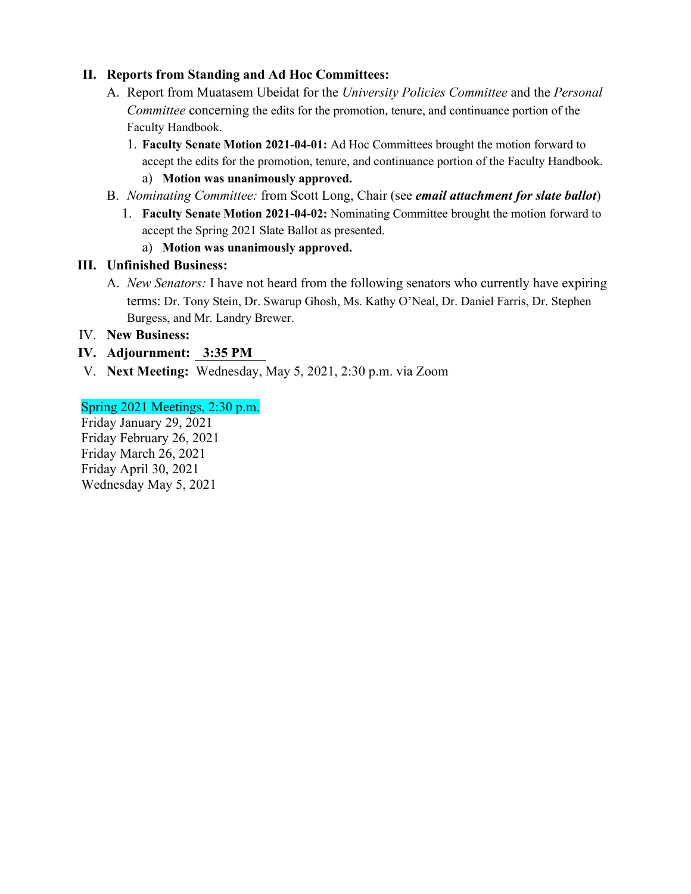**II. Reports from Standing and Ad Hoc Committees:**

A. Report from Muatasem Ubeidat for the *University Policies Committee* and the *Personal Committee* concerning the edits for the promotion, tenure, and continuance portion of the Faculty Handbook.

1. **Faculty Senate Motion 2021-04-01:** Ad Hoc Committees brought the motion forward to accept the edits for the promotion, tenure, and continuance portion of the Faculty Handbook.
   a) **Motion was unanimously approved.**

B. *Nominating Committee:* from Scott Long, Chair (see ***email attachment for slate ballot***)

1. **Faculty Senate Motion 2021-04-02:** Nominating Committee brought the motion forward to accept the Spring 2021 Slate Ballot as presented.
   a) **Motion was unanimously approved.**

**III. Unfinished Business:**

A. *New Senators:* I have not heard from the following senators who currently have expiring terms: Dr. Tony Stein, Dr. Swarup Ghosh, Ms. Kathy O'Neal, Dr. Daniel Farris, Dr. Stephen Burgess, and Mr. Landry Brewer.

IV. **New Business:**

**IV. Adjournment:** **3:35 PM**

V. **Next Meeting:** Wednesday, May 5, 2021, 2:30 p.m. via Zoom

Spring 2021 Meetings, 2:30 p.m.
Friday January 29, 2021
Friday February 26, 2021
Friday March 26, 2021
Friday April 30, 2021
Wednesday May 5, 2021